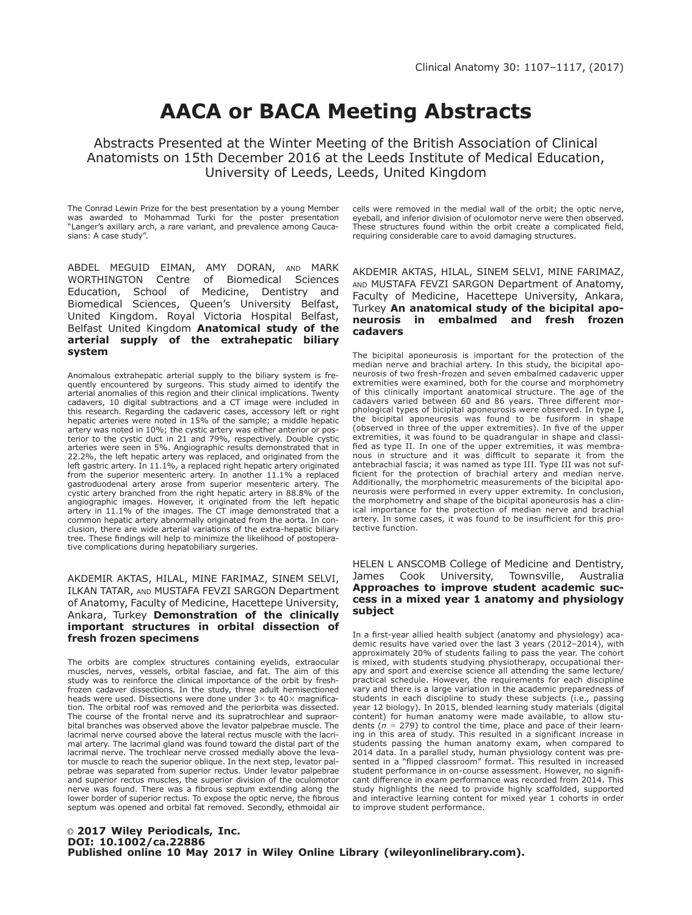# AACA or BACA Meeting Abstracts

Abstracts Presented at the Winter Meeting of the British Association of Clinical Anatomists on 15th December 2016 at the Leeds Institute of Medical Education, University of Leeds, Leeds, United Kingdom

The Conrad Lewin Prize for the best presentation by a young Member was awarded to Mohammad Turki for the poster presentation "Langer's axillary arch, a rare variant, and prevalence among Caucasians: A case study".

ABDEL MEGUID EIMAN, AMY DORAN, AND MARK WORTHINGTON Centre of Biomedical Sciences Education, School of Medicine, Dentistry and Biomedical Sciences, Queen's University Belfast, United Kingdom. Royal Victoria Hospital Belfast, Belfast United Kingdom **Anatomical study of the arterial supply of the extrahepatic biliary system**

Anomalous extrahepatic arterial supply to the biliary system is frequently encountered by surgeons. This study aimed to identify the arterial anomalies of this region and their clinical implications. Twenty cadavers, 10 digital subtractions and a CT image were included in this research. Regarding the cadaveric cases, accessory left or right hepatic arteries were noted in 15% of the sample; a middle hepatic artery was noted in 10%; the cystic artery was either anterior or posterior to the cystic duct in 21 and 79%, respectively. Double cystic arteries were seen in 5%. Angiographic results demonstrated that in 22.2%, the left hepatic artery was replaced, and originated from the left gastric artery. In 11.1%, a replaced right hepatic artery originated from the superior mesenteric artery. In another 11.1% a replaced gastroduodenal artery arose from superior mesenteric artery. The cystic artery branched from the right hepatic artery in 88.8% of the angiographic images. However, it originated from the left hepatic artery in 11.1% of the images. The CT image demonstrated that a common hepatic artery abnormally originated from the aorta. In conclusion, there are wide arterial variations of the extra-hepatic biliary tree. These findings will help to minimize the likelihood of postoperative complications during hepatobiliary surgeries.

AKDEMIR AKTAS, HILAL, MINE FARIMAZ, SINEM SELVI, ILKAN TATAR, AND MUSTAFA FEVZI SARGON Department of Anatomy, Faculty of Medicine, Hacettepe University, Ankara, Turkey **Demonstration of the clinically important structures in orbital dissection of fresh frozen specimens**

The orbits are complex structures containing eyelids, extraocular muscles, nerves, vessels, orbital fasciae, and fat. The aim of this study was to reinforce the clinical importance of the orbit by fresh-frozen cadaver dissections. In the study, three adult hemisectioned heads were used. Dissections were done under 3× to 40× magnification. The orbital roof was removed and the periorbita was dissected. The course of the frontal nerve and its supratrochlear and supraorbital branches was observed above the levator palpebrae muscle. The lacrimal nerve coursed above the lateral rectus muscle with the lacrimal artery. The lacrimal gland was found toward the distal part of the lacrimal nerve. The trochlear nerve crossed medially above the levator muscle to reach the superior oblique. In the next step, levator palpebrae was separated from superior rectus. Under levator palpebrae and superior rectus muscles, the superior division of the oculomotor nerve was found. There was a fibrous septum extending along the lower border of superior rectus. To expose the optic nerve, the fibrous septum was opened and orbital fat removed. Secondly, ethmoidal air cells were removed in the medial wall of the orbit; the optic nerve, eyeball, and inferior division of oculomotor nerve were then observed. These structures found within the orbit create a complicated field, requiring considerable care to avoid damaging structures.

AKDEMIR AKTAS, HILAL, SINEM SELVI, MINE FARIMAZ, AND MUSTAFA FEVZI SARGON Department of Anatomy, Faculty of Medicine, Hacettepe University, Ankara, Turkey **An anatomical study of the bicipital aponeurosis in embalmed and fresh frozen cadavers**

The bicipital aponeurosis is important for the protection of the median nerve and brachial artery. In this study, the bicipital aponeurosis of two fresh-frozen and seven embalmed cadaveric upper extremities were examined, both for the course and morphometry of this clinically important anatomical structure. The age of the cadavers varied between 60 and 86 years. Three different morphological types of bicipital aponeurosis were observed. In type I, the bicipital aponeurosis was found to be fusiform in shape (observed in three of the upper extremities). In five of the upper extremities, it was found to be quadrangular in shape and classified as type II. In one of the upper extremities, it was membranous in structure and it was difficult to separate it from the antebrachial fascia; it was named as type III. Type III was not sufficient for the protection of brachial artery and median nerve. Additionally, the morphometric measurements of the bicipital aponeurosis were performed in every upper extremity. In conclusion, the morphometry and shape of the bicipital aponeurosis has a clinical importance for the protection of median nerve and brachial artery. In some cases, it was found to be insufficient for this protective function.

HELEN L ANSCOMB College of Medicine and Dentistry, James Cook University, Townsville, Australia **Approaches to improve student academic success in a mixed year 1 anatomy and physiology subject**

In a first-year allied health subject (anatomy and physiology) academic results have varied over the last 3 years (2012–2014), with approximately 20% of students failing to pass the year. The cohort is mixed, with students studying physiotherapy, occupational therapy and sport and exercise science all attending the same lecture/practical schedule. However, the requirements for each discipline vary and there is a large variation in the academic preparedness of students in each discipline to study these subjects (i.e., passing year 12 biology). In 2015, blended learning study materials (digital content) for human anatomy were made available, to allow students ($n = 279$) to control the time, place and pace of their learning in this area of study. This resulted in a significant increase in students passing the human anatomy exam, when compared to 2014 data. In a parallel study, human physiology content was presented in a "flipped classroom" format. This resulted in increased student performance in on-course assessment. However, no significant difference in exam performance was recorded from 2014. This study highlights the need to provide highly scaffolded, supported and interactive learning content for mixed year 1 cohorts in order to improve student performance.

**© 2017 Wiley Periodicals, Inc.**
**DOI: 10.1002/ca.22886**
**Published online 10 May 2017 in Wiley Online Library (wileyonlinelibrary.com).**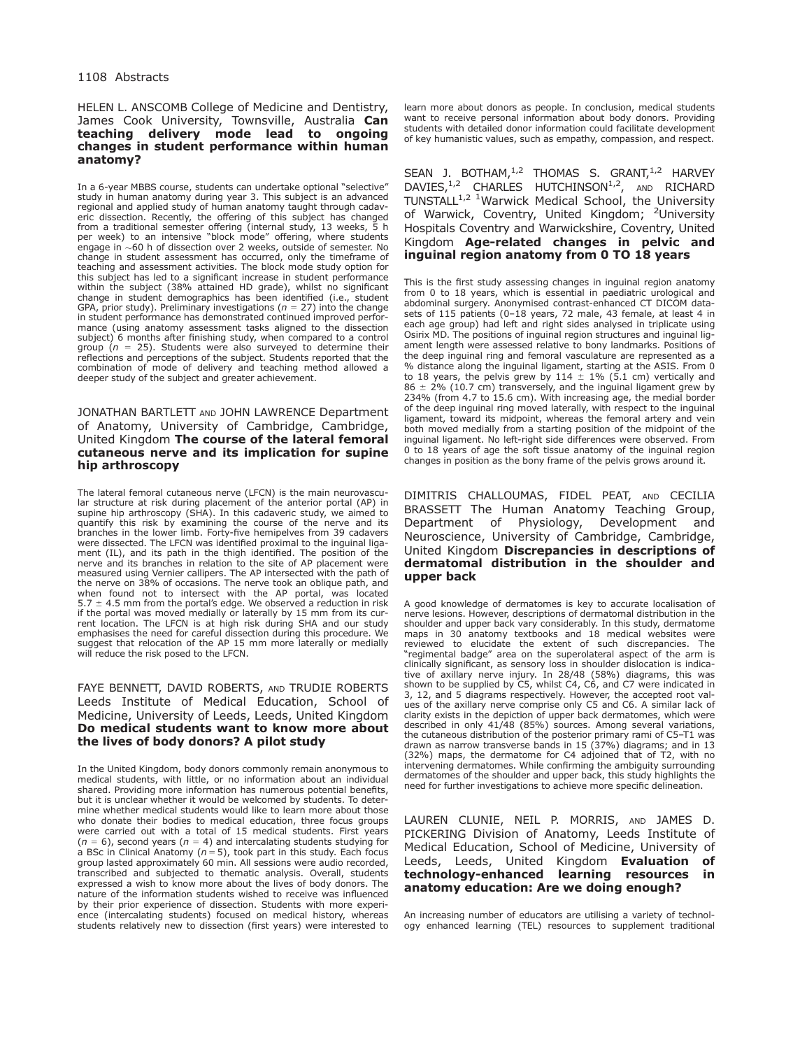HELEN L. ANSCOMB College of Medicine and Dentistry, James Cook University, Townsville, Australia **Can teaching delivery mode lead to ongoing changes in student performance within human anatomy?**

In a 6-year MBBS course, students can undertake optional "selective" study in human anatomy during year 3. This subject is an advanced regional and applied study of human anatomy taught through cadaveric dissection. Recently, the offering of this subject has changed from a traditional semester offering (internal study, 13 weeks, 5 h per week) to an intensive "block mode" offering, where students engage in ~60 h of dissection over 2 weeks, outside of semester. No change in student assessment has occurred, only the timeframe of teaching and assessment activities. The block mode study option for this subject has led to a significant increase in student performance within the subject (38% attained HD grade), whilst no significant change in student demographics has been identified (i.e., student GPA, prior study). Preliminary investigations ($n$ = 27) into the change in student performance has demonstrated continued improved performance (using anatomy assessment tasks aligned to the dissection subject) 6 months after finishing study, when compared to a control group ($n$ = 25). Students were also surveyed to determine their reflections and perceptions of the subject. Students reported that the combination of mode of delivery and teaching method allowed a deeper study of the subject and greater achievement.

JONATHAN BARTLETT AND JOHN LAWRENCE Department of Anatomy, University of Cambridge, Cambridge, United Kingdom **The course of the lateral femoral cutaneous nerve and its implication for supine hip arthroscopy**

The lateral femoral cutaneous nerve (LFCN) is the main neurovascular structure at risk during placement of the anterior portal (AP) in supine hip arthroscopy (SHA). In this cadaveric study, we aimed to quantify this risk by examining the course of the nerve and its branches in the lower limb. Forty-five hemipelves from 39 cadavers were dissected. The LFCN was identified proximal to the inguinal ligament (IL), and its path in the thigh identified. The position of the nerve and its branches in relation to the site of AP placement were measured using Vernier callipers. The AP intersected with the path of the nerve on 38% of occasions. The nerve took an oblique path, and when found not to intersect with the AP portal, was located 5.7 ± 4.5 mm from the portal's edge. We observed a reduction in risk if the portal was moved medially or laterally by 15 mm from its current location. The LFCN is at high risk during SHA and our study emphasises the need for careful dissection during this procedure. We suggest that relocation of the AP 15 mm more laterally or medially will reduce the risk posed to the LFCN.

FAYE BENNETT, DAVID ROBERTS, AND TRUDIE ROBERTS Leeds Institute of Medical Education, School of Medicine, University of Leeds, Leeds, United Kingdom **Do medical students want to know more about the lives of body donors? A pilot study**

In the United Kingdom, body donors commonly remain anonymous to medical students, with little, or no information about an individual shared. Providing more information has numerous potential benefits, but it is unclear whether it would be welcomed by students. To determine whether medical students would like to learn more about those who donate their bodies to medical education, three focus groups were carried out with a total of 15 medical students. First years ($n$ = 6), second years ($n$ = 4) and intercalating students studying for a BSc in Clinical Anatomy ($n$ = 5), took part in this study. Each focus group lasted approximately 60 min. All sessions were audio recorded, transcribed and subjected to thematic analysis. Overall, students expressed a wish to know more about the lives of body donors. The nature of the information students wished to receive was influenced by their prior experience of dissection. Students with more experience (intercalating students) focused on medical history, whereas students relatively new to dissection (first years) were interested to learn more about donors as people. In conclusion, medical students want to receive personal information about body donors. Providing students with detailed donor information could facilitate development of key humanistic values, such as empathy, compassion, and respect.

SEAN J. BOTHAM,[1,2] THOMAS S. GRANT,[1,2] HARVEY DAVIES,[1,2] CHARLES HUTCHINSON[1,2], AND RICHARD TUNSTALL[1,2] [1]Warwick Medical School, the University of Warwick, Coventry, United Kingdom; [2]University Hospitals Coventry and Warwickshire, Coventry, United Kingdom **Age-related changes in pelvic and inguinal region anatomy from 0 TO 18 years**

This is the first study assessing changes in inguinal region anatomy from 0 to 18 years, which is essential in paediatric urological and abdominal surgery. Anonymised contrast-enhanced CT DICOM datasets of 115 patients (0–18 years, 72 male, 43 female, at least 4 in each age group) had left and right sides analysed in triplicate using Osirix MD. The positions of inguinal region structures and inguinal ligament length were assessed relative to bony landmarks. Positions of the deep inguinal ring and femoral vasculature are represented as a % distance along the inguinal ligament, starting at the ASIS. From 0 to 18 years, the pelvis grew by 114 ± 1% (5.1 cm) vertically and 86 ± 2% (10.7 cm) transversely, and the inguinal ligament grew by 234% (from 4.7 to 15.6 cm). With increasing age, the medial border of the deep inguinal ring moved laterally, with respect to the inguinal ligament, toward its midpoint, whereas the femoral artery and vein both moved medially from a starting position of the midpoint of the inguinal ligament. No left-right side differences were observed. From 0 to 18 years of age the soft tissue anatomy of the inguinal region changes in position as the bony frame of the pelvis grows around it.

DIMITRIS CHALLOUMAS, FIDEL PEAT, AND CECILIA BRASSETT The Human Anatomy Teaching Group, Department of Physiology, Development and Neuroscience, University of Cambridge, Cambridge, United Kingdom **Discrepancies in descriptions of dermatomal distribution in the shoulder and upper back**

A good knowledge of dermatomes is key to accurate localisation of nerve lesions. However, descriptions of dermatomal distribution in the shoulder and upper back vary considerably. In this study, dermatome maps in 30 anatomy textbooks and 18 medical websites were reviewed to elucidate the extent of such discrepancies. The "regimental badge" area on the superolateral aspect of the arm is clinically significant, as sensory loss in shoulder dislocation is indicative of axillary nerve injury. In 28/48 (58%) diagrams, this was shown to be supplied by C5, whilst C4, C6, and C7 were indicated in 3, 12, and 5 diagrams respectively. However, the accepted root values of the axillary nerve comprise only C5 and C6. A similar lack of clarity exists in the depiction of upper back dermatomes, which were described in only 41/48 (85%) sources. Among several variations, the cutaneous distribution of the posterior primary rami of C5–T1 was drawn as narrow transverse bands in 15 (37%) diagrams; and in 13 (32%) maps, the dermatome for C4 adjoined that of T2, with no intervening dermatomes. While confirming the ambiguity surrounding dermatomes of the shoulder and upper back, this study highlights the need for further investigations to achieve more specific delineation.

LAUREN CLUNIE, NEIL P. MORRIS, AND JAMES D. PICKERING Division of Anatomy, Leeds Institute of Medical Education, School of Medicine, University of Leeds, Leeds, United Kingdom **Evaluation of technology-enhanced learning resources in anatomy education: Are we doing enough?**

An increasing number of educators are utilising a variety of technology enhanced learning (TEL) resources to supplement traditional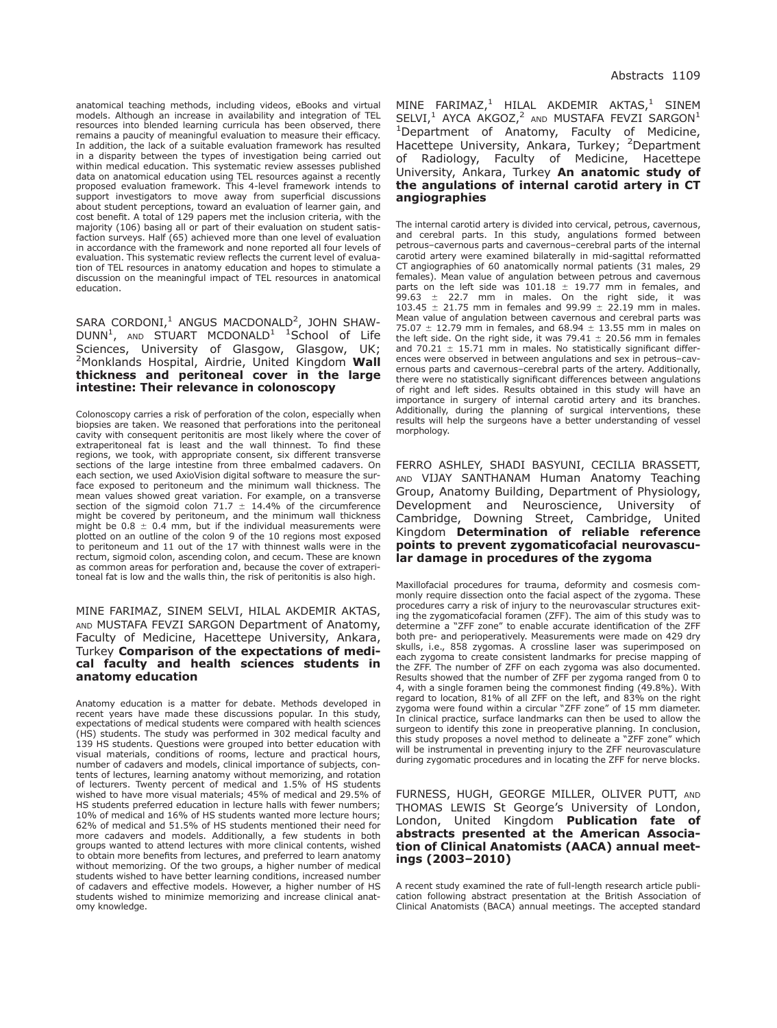anatomical teaching methods, including videos, eBooks and virtual models. Although an increase in availability and integration of TEL resources into blended learning curricula has been observed, there remains a paucity of meaningful evaluation to measure their efficacy. In addition, the lack of a suitable evaluation framework has resulted in a disparity between the types of investigation being carried out within medical education. This systematic review assesses published data on anatomical education using TEL resources against a recently proposed evaluation framework. This 4-level framework intends to support investigators to move away from superficial discussions about student perceptions, toward an evaluation of learner gain, and cost benefit. A total of 129 papers met the inclusion criteria, with the majority (106) basing all or part of their evaluation on student satisfaction surveys. Half (65) achieved more than one level of evaluation in accordance with the framework and none reported all four levels of evaluation. This systematic review reflects the current level of evaluation of TEL resources in anatomy education and hopes to stimulate a discussion on the meaningful impact of TEL resources in anatomical education.

SARA CORDONI,[1] ANGUS MACDONALD[2], JOHN SHAW-DUNN[1], AND STUART MCDONALD[1] [1]School of Life Sciences, University of Glasgow, Glasgow, UK; [2]Monklands Hospital, Airdrie, United Kingdom **Wall thickness and peritoneal cover in the large intestine: Their relevance in colonoscopy**

Colonoscopy carries a risk of perforation of the colon, especially when biopsies are taken. We reasoned that perforations into the peritoneal cavity with consequent peritonitis are most likely where the cover of extraperitoneal fat is least and the wall thinnest. To find these regions, we took, with appropriate consent, six different transverse sections of the large intestine from three embalmed cadavers. On each section, we used AxioVision digital software to measure the surface exposed to peritoneum and the minimum wall thickness. The mean values showed great variation. For example, on a transverse section of the sigmoid colon 71.7 ± 14.4% of the circumference might be covered by peritoneum, and the minimum wall thickness might be 0.8 ± 0.4 mm, but if the individual measurements were plotted on an outline of the colon 9 of the 10 regions most exposed to peritoneum and 11 out of the 17 with thinnest walls were in the rectum, sigmoid colon, ascending colon, and cecum. These are known as common areas for perforation and, because the cover of extraperitoneal fat is low and the walls thin, the risk of peritonitis is also high.

MINE FARIMAZ, SINEM SELVI, HILAL AKDEMIR AKTAS, AND MUSTAFA FEVZI SARGON Department of Anatomy, Faculty of Medicine, Hacettepe University, Ankara, Turkey **Comparison of the expectations of medical faculty and health sciences students in anatomy education**

Anatomy education is a matter for debate. Methods developed in recent years have made these discussions popular. In this study, expectations of medical students were compared with health sciences (HS) students. The study was performed in 302 medical faculty and 139 HS students. Questions were grouped into better education with visual materials, conditions of rooms, lecture and practical hours, number of cadavers and models, clinical importance of subjects, contents of lectures, learning anatomy without memorizing, and rotation of lecturers. Twenty percent of medical and 1.5% of HS students wished to have more visual materials; 45% of medical and 29.5% of HS students preferred education in lecture halls with fewer numbers; 10% of medical and 16% of HS students wanted more lecture hours; 62% of medical and 51.5% of HS students mentioned their need for more cadavers and models. Additionally, a few students in both groups wanted to attend lectures with more clinical contents, wished to obtain more benefits from lectures, and preferred to learn anatomy without memorizing. Of the two groups, a higher number of medical students wished to have better learning conditions, increased number of cadavers and effective models. However, a higher number of HS students wished to minimize memorizing and increase clinical anatomy knowledge.

MINE FARIMAZ,[1] HILAL AKDEMIR AKTAS,[1] SINEM SELVI,[1] AYCA AKGOZ,[2] AND MUSTAFA FEVZI SARGON[1] [1]Department of Anatomy, Faculty of Medicine, Hacettepe University, Ankara, Turkey; [2]Department of Radiology, Faculty of Medicine, Hacettepe University, Ankara, Turkey **An anatomic study of the angulations of internal carotid artery in CT angiographies**

The internal carotid artery is divided into cervical, petrous, cavernous, and cerebral parts. In this study, angulations formed between petrous–cavernous parts and cavernous–cerebral parts of the internal carotid artery were examined bilaterally in mid-sagittal reformatted CT angiographies of 60 anatomically normal patients (31 males, 29 females). Mean value of angulation between petrous and cavernous parts on the left side was 101.18 ± 19.77 mm in females, and 99.63 ± 22.7 mm in males. On the right side, it was 103.45 ± 21.75 mm in females and 99.99 ± 22.19 mm in males. Mean value of angulation between cavernous and cerebral parts was 75.07 ± 12.79 mm in females, and 68.94 ± 13.55 mm in males on the left side. On the right side, it was 79.41 ± 20.56 mm in females and 70.21 ± 15.71 mm in males. No statistically significant differences were observed in between angulations and sex in petrous–cavernous parts and cavernous–cerebral parts of the artery. Additionally, there were no statistically significant differences between angulations of right and left sides. Results obtained in this study will have an importance in surgery of internal carotid artery and its branches. Additionally, during the planning of surgical interventions, these results will help the surgeons have a better understanding of vessel morphology.

FERRO ASHLEY, SHADI BASYUNI, CECILIA BRASSETT, AND VIJAY SANTHANAM Human Anatomy Teaching Group, Anatomy Building, Department of Physiology, Development and Neuroscience, University of Cambridge, Downing Street, Cambridge, United Kingdom **Determination of reliable reference points to prevent zygomaticofacial neurovascular damage in procedures of the zygoma**

Maxillofacial procedures for trauma, deformity and cosmesis commonly require dissection onto the facial aspect of the zygoma. These procedures carry a risk of injury to the neurovascular structures exiting the zygomaticofacial foramen (ZFF). The aim of this study was to determine a "ZFF zone" to enable accurate identification of the ZFF both pre- and perioperatively. Measurements were made on 429 dry skulls, i.e., 858 zygomas. A crossline laser was superimposed on each zygoma to create consistent landmarks for precise mapping of the ZFF. The number of ZFF on each zygoma was also documented. Results showed that the number of ZFF per zygoma ranged from 0 to 4, with a single foramen being the commonest finding (49.8%). With regard to location, 81% of all ZFF on the left, and 83% on the right zygoma were found within a circular "ZFF zone" of 15 mm diameter. In clinical practice, surface landmarks can then be used to allow the surgeon to identify this zone in preoperative planning. In conclusion, this study proposes a novel method to delineate a "ZFF zone" which will be instrumental in preventing injury to the ZFF neurovasculature during zygomatic procedures and in locating the ZFF for nerve blocks.

FURNESS, HUGH, GEORGE MILLER, OLIVER PUTT, AND THOMAS LEWIS St George's University of London, London, United Kingdom **Publication fate of abstracts presented at the American Association of Clinical Anatomists (AACA) annual meetings (2003–2010)**

A recent study examined the rate of full-length research article publication following abstract presentation at the British Association of Clinical Anatomists (BACA) annual meetings. The accepted standard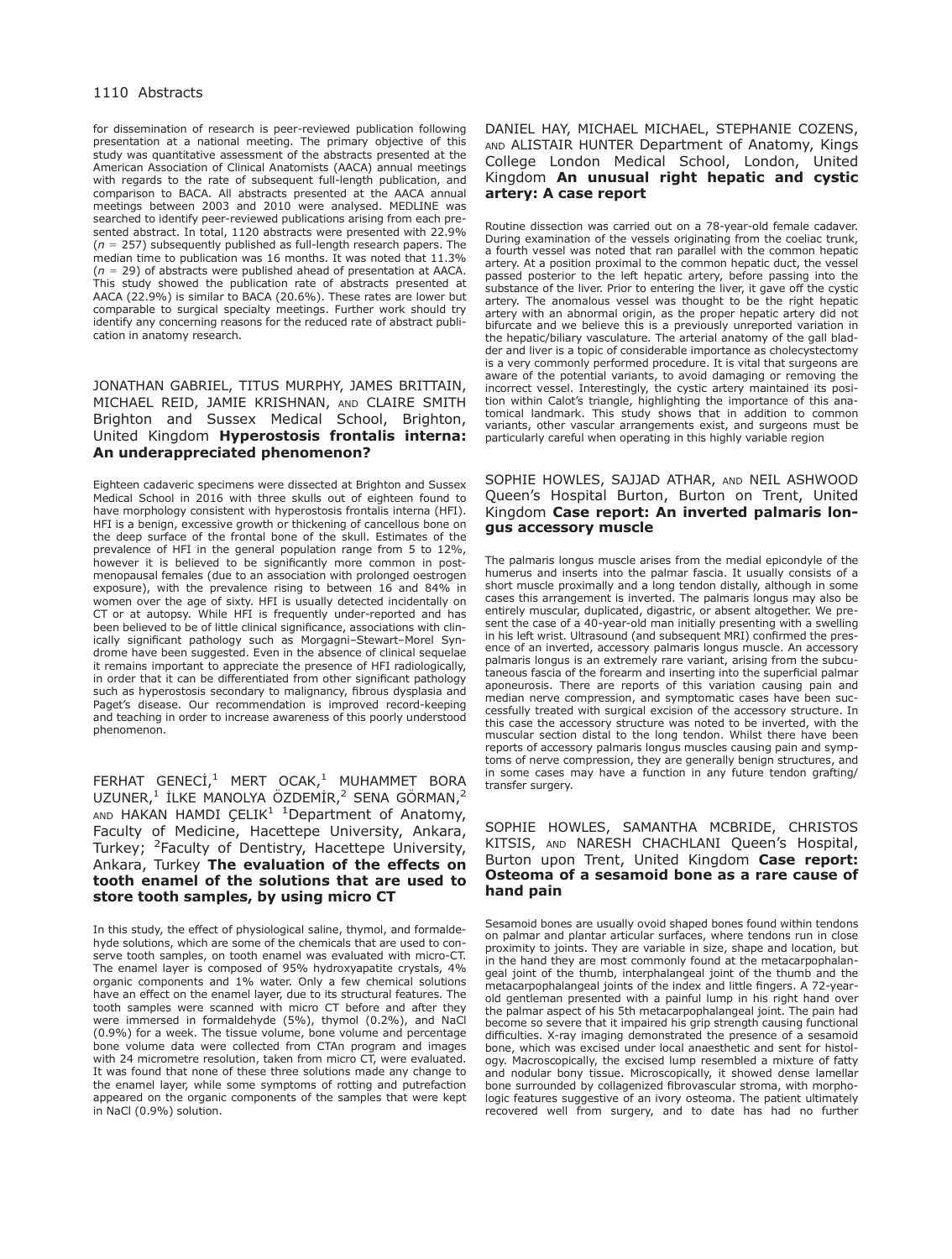for dissemination of research is peer-reviewed publication following presentation at a national meeting. The primary objective of this study was quantitative assessment of the abstracts presented at the American Association of Clinical Anatomists (AACA) annual meetings with regards to the rate of subsequent full-length publication, and comparison to BACA. All abstracts presented at the AACA annual meetings between 2003 and 2010 were analysed. MEDLINE was searched to identify peer-reviewed publications arising from each presented abstract. In total, 1120 abstracts were presented with 22.9% ($n = 257$) subsequently published as full-length research papers. The median time to publication was 16 months. It was noted that 11.3% ($n = 29$) of abstracts were published ahead of presentation at AACA. This study showed the publication rate of abstracts presented at AACA (22.9%) is similar to BACA (20.6%). These rates are lower but comparable to surgical specialty meetings. Further work should try identify any concerning reasons for the reduced rate of abstract publication in anatomy research.

JONATHAN GABRIEL, TITUS MURPHY, JAMES BRITTAIN, MICHAEL REID, JAMIE KRISHNAN, AND CLAIRE SMITH Brighton and Sussex Medical School, Brighton, United Kingdom **Hyperostosis frontalis interna: An underappreciated phenomenon?**

Eighteen cadaveric specimens were dissected at Brighton and Sussex Medical School in 2016 with three skulls out of eighteen found to have morphology consistent with hyperostosis frontalis interna (HFI). HFI is a benign, excessive growth or thickening of cancellous bone on the deep surface of the frontal bone of the skull. Estimates of the prevalence of HFI in the general population range from 5 to 12%, however it is believed to be significantly more common in post-menopausal females (due to an association with prolonged oestrogen exposure), with the prevalence rising to between 16 and 84% in women over the age of sixty. HFI is usually detected incidentally on CT or at autopsy. While HFI is frequently under-reported and has been believed to be of little clinical significance, associations with clinically significant pathology such as Morgagni–Stewart–Morel Syndrome have been suggested. Even in the absence of clinical sequelae it remains important to appreciate the presence of HFI radiologically, in order that it can be differentiated from other significant pathology such as hyperostosis secondary to malignancy, fibrous dysplasia and Paget's disease. Our recommendation is improved record-keeping and teaching in order to increase awareness of this poorly understood phenomenon.

FERHAT GENECİ,[1] MERT OCAK,[1] MUHAMMET BORA UZUNER,[1] İLKE MANOLYA ÖZDEMİR,[2] SENA GÖRMAN,[2] AND HAKAN HAMDI ÇELIK[1] [1]Department of Anatomy, Faculty of Medicine, Hacettepe University, Ankara, Turkey; [2]Faculty of Dentistry, Hacettepe University, Ankara, Turkey **The evaluation of the effects on tooth enamel of the solutions that are used to store tooth samples, by using micro CT**

In this study, the effect of physiological saline, thymol, and formaldehyde solutions, which are some of the chemicals that are used to conserve tooth samples, on tooth enamel was evaluated with micro-CT. The enamel layer is composed of 95% hydroxyapatite crystals, 4% organic components and 1% water. Only a few chemical solutions have an effect on the enamel layer, due to its structural features. The tooth samples were scanned with micro CT before and after they were immersed in formaldehyde (5%), thymol (0.2%), and NaCl (0.9%) for a week. The tissue volume, bone volume and percentage bone volume data were collected from CTAn program and images with 24 micrometre resolution, taken from micro CT, were evaluated. It was found that none of these three solutions made any change to the enamel layer, while some symptoms of rotting and putrefaction appeared on the organic components of the samples that were kept in NaCl (0.9%) solution.

DANIEL HAY, MICHAEL MICHAEL, STEPHANIE COZENS, AND ALISTAIR HUNTER Department of Anatomy, Kings College London Medical School, London, United Kingdom **An unusual right hepatic and cystic artery: A case report**

Routine dissection was carried out on a 78-year-old female cadaver. During examination of the vessels originating from the coeliac trunk, a fourth vessel was noted that ran parallel with the common hepatic artery. At a position proximal to the common hepatic duct, the vessel passed posterior to the left hepatic artery, before passing into the substance of the liver. Prior to entering the liver, it gave off the cystic artery. The anomalous vessel was thought to be the right hepatic artery with an abnormal origin, as the proper hepatic artery did not bifurcate and we believe this is a previously unreported variation in the hepatic/biliary vasculature. The arterial anatomy of the gall bladder and liver is a topic of considerable importance as cholecystectomy is a very commonly performed procedure. It is vital that surgeons are aware of the potential variants, to avoid damaging or removing the incorrect vessel. Interestingly, the cystic artery maintained its position within Calot's triangle, highlighting the importance of this anatomical landmark. This study shows that in addition to common variants, other vascular arrangements exist, and surgeons must be particularly careful when operating in this highly variable region

SOPHIE HOWLES, SAJJAD ATHAR, AND NEIL ASHWOOD Queen's Hospital Burton, Burton on Trent, United Kingdom **Case report: An inverted palmaris longus accessory muscle**

The palmaris longus muscle arises from the medial epicondyle of the humerus and inserts into the palmar fascia. It usually consists of a short muscle proximally and a long tendon distally, although in some cases this arrangement is inverted. The palmaris longus may also be entirely muscular, duplicated, digastric, or absent altogether. We present the case of a 40-year-old man initially presenting with a swelling in his left wrist. Ultrasound (and subsequent MRI) confirmed the presence of an inverted, accessory palmaris longus muscle. An accessory palmaris longus is an extremely rare variant, arising from the subcutaneous fascia of the forearm and inserting into the superficial palmar aponeurosis. There are reports of this variation causing pain and median nerve compression, and symptomatic cases have been successfully treated with surgical excision of the accessory structure. In this case the accessory structure was noted to be inverted, with the muscular section distal to the long tendon. Whilst there have been reports of accessory palmaris longus muscles causing pain and symptoms of nerve compression, they are generally benign structures, and in some cases may have a function in any future tendon grafting/transfer surgery.

SOPHIE HOWLES, SAMANTHA MCBRIDE, CHRISTOS KITSIS, AND NARESH CHACHLANI Queen's Hospital, Burton upon Trent, United Kingdom **Case report: Osteoma of a sesamoid bone as a rare cause of hand pain**

Sesamoid bones are usually ovoid shaped bones found within tendons on palmar and plantar articular surfaces, where tendons run in close proximity to joints. They are variable in size, shape and location, but in the hand they are most commonly found at the metacarpophalangeal joint of the thumb, interphalangeal joint of the thumb and the metacarpophalangeal joints of the index and little fingers. A 72-year-old gentleman presented with a painful lump in his right hand over the palmar aspect of his 5th metacarpophalangeal joint. The pain had become so severe that it impaired his grip strength causing functional difficulties. X-ray imaging demonstrated the presence of a sesamoid bone, which was excised under local anaesthetic and sent for histology. Macroscopically, the excised lump resembled a mixture of fatty and nodular bony tissue. Microscopically, it showed dense lamellar bone surrounded by collagenized fibrovascular stroma, with morphologic features suggestive of an ivory osteoma. The patient ultimately recovered well from surgery, and to date has had no further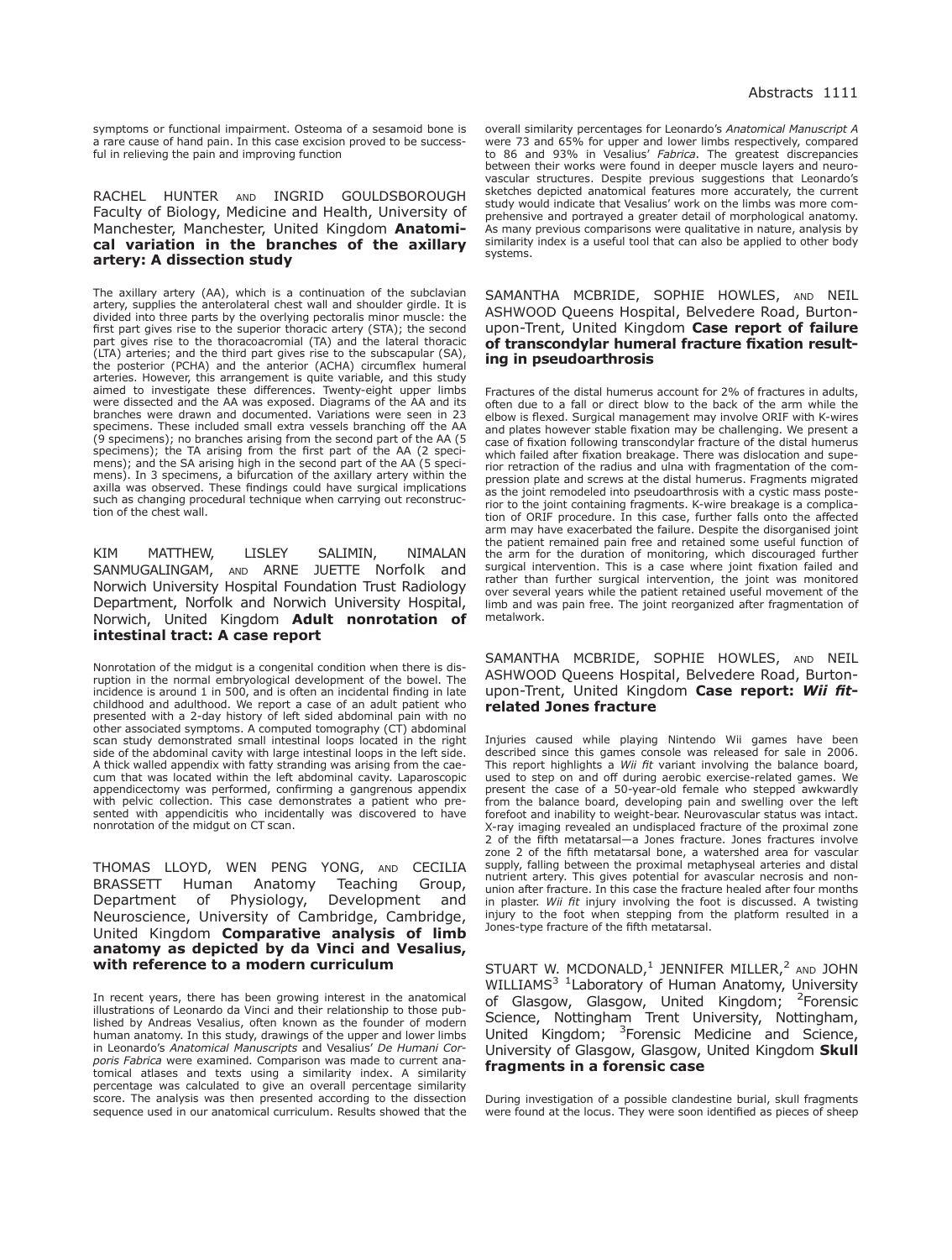symptoms or functional impairment. Osteoma of a sesamoid bone is a rare cause of hand pain. In this case excision proved to be successful in relieving the pain and improving function

RACHEL HUNTER AND INGRID GOULDSBOROUGH Faculty of Biology, Medicine and Health, University of Manchester, Manchester, United Kingdom **Anatomical variation in the branches of the axillary artery: A dissection study**

The axillary artery (AA), which is a continuation of the subclavian artery, supplies the anterolateral chest wall and shoulder girdle. It is divided into three parts by the overlying pectoralis minor muscle: the first part gives rise to the superior thoracic artery (STA); the second part gives rise to the thoracoacromial (TA) and the lateral thoracic (LTA) arteries; and the third part gives rise to the subscapular (SA), the posterior (PCHA) and the anterior (ACHA) circumflex humeral arteries. However, this arrangement is quite variable, and this study aimed to investigate these differences. Twenty-eight upper limbs were dissected and the AA was exposed. Diagrams of the AA and its branches were drawn and documented. Variations were seen in 23 specimens. These included small extra vessels branching off the AA (9 specimens); no branches arising from the second part of the AA (5 specimens); the TA arising from the first part of the AA (2 specimens); and the SA arising high in the second part of the AA (5 specimens). In 3 specimens, a bifurcation of the axillary artery within the axilla was observed. These findings could have surgical implications such as changing procedural technique when carrying out reconstruction of the chest wall.

KIM MATTHEW, LISLEY SALIMIN, NIMALAN SANMUGALINGAM, AND ARNE JUETTE Norfolk and Norwich University Hospital Foundation Trust Radiology Department, Norfolk and Norwich University Hospital, Norwich, United Kingdom **Adult nonrotation of intestinal tract: A case report**

Nonrotation of the midgut is a congenital condition when there is disruption in the normal embryological development of the bowel. The incidence is around 1 in 500, and is often an incidental finding in late childhood and adulthood. We report a case of an adult patient who presented with a 2-day history of left sided abdominal pain with no other associated symptoms. A computed tomography (CT) abdominal scan study demonstrated small intestinal loops located in the right side of the abdominal cavity with large intestinal loops in the left side. A thick walled appendix with fatty stranding was arising from the caecum that was located within the left abdominal cavity. Laparoscopic appendicectomy was performed, confirming a gangrenous appendix with pelvic collection. This case demonstrates a patient who presented with appendicitis who incidentally was discovered to have nonrotation of the midgut on CT scan.

THOMAS LLOYD, WEN PENG YONG, AND CECILIA BRASSETT Human Anatomy Teaching Group, Department of Physiology, Development and Neuroscience, University of Cambridge, Cambridge, United Kingdom **Comparative analysis of limb anatomy as depicted by da Vinci and Vesalius, with reference to a modern curriculum**

In recent years, there has been growing interest in the anatomical illustrations of Leonardo da Vinci and their relationship to those published by Andreas Vesalius, often known as the founder of modern human anatomy. In this study, drawings of the upper and lower limbs in Leonardo's *Anatomical Manuscripts* and Vesalius' *De Humani Corporis Fabrica* were examined. Comparison was made to current anatomical atlases and texts using a similarity index. A similarity percentage was calculated to give an overall percentage similarity score. The analysis was then presented according to the dissection sequence used in our anatomical curriculum. Results showed that the overall similarity percentages for Leonardo's *Anatomical Manuscript A* were 73 and 65% for upper and lower limbs respectively, compared to 86 and 93% in Vesalius' *Fabrica*. The greatest discrepancies between their works were found in deeper muscle layers and neurovascular structures. Despite previous suggestions that Leonardo's sketches depicted anatomical features more accurately, the current study would indicate that Vesalius' work on the limbs was more comprehensive and portrayed a greater detail of morphological anatomy. As many previous comparisons were qualitative in nature, analysis by similarity index is a useful tool that can also be applied to other body systems.

SAMANTHA MCBRIDE, SOPHIE HOWLES, AND NEIL ASHWOOD Queens Hospital, Belvedere Road, Burton-upon-Trent, United Kingdom **Case report of failure of transcondylar humeral fracture fixation resulting in pseudoarthrosis**

Fractures of the distal humerus account for 2% of fractures in adults, often due to a fall or direct blow to the back of the arm while the elbow is flexed. Surgical management may involve ORIF with K-wires and plates however stable fixation may be challenging. We present a case of fixation following transcondylar fracture of the distal humerus which failed after fixation breakage. There was dislocation and superior retraction of the radius and ulna with fragmentation of the compression plate and screws at the distal humerus. Fragments migrated as the joint remodeled into pseudoarthrosis with a cystic mass posterior to the joint containing fragments. K-wire breakage is a complication of ORIF procedure. In this case, further falls onto the affected arm may have exacerbated the failure. Despite the disorganised joint the patient remained pain free and retained some useful function of the arm for the duration of monitoring, which discouraged further surgical intervention. This is a case where joint fixation failed and rather than further surgical intervention, the joint was monitored over several years while the patient retained useful movement of the limb and was pain free. The joint reorganized after fragmentation of metalwork.

SAMANTHA MCBRIDE, SOPHIE HOWLES, AND NEIL ASHWOOD Queens Hospital, Belvedere Road, Burton-upon-Trent, United Kingdom **Case report: *Wii fit*-related Jones fracture**

Injuries caused while playing Nintendo Wii games have been described since this games console was released for sale in 2006. This report highlights a *Wii fit* variant involving the balance board, used to step on and off during aerobic exercise-related games. We present the case of a 50-year-old female who stepped awkwardly from the balance board, developing pain and swelling over the left forefoot and inability to weight-bear. Neurovascular status was intact. X-ray imaging revealed an undisplaced fracture of the proximal zone 2 of the fifth metatarsal—a Jones fracture. Jones fractures involve zone 2 of the fifth metatarsal bone, a watershed area for vascular supply, falling between the proximal metaphyseal arteries and distal nutrient artery. This gives potential for avascular necrosis and non-union after fracture. In this case the fracture healed after four months in plaster. *Wii fit* injury involving the foot is discussed. A twisting injury to the foot when stepping from the platform resulted in a Jones-type fracture of the fifth metatarsal.

STUART W. MCDONALD,[1] JENNIFER MILLER,[2] AND JOHN WILLIAMS[3] [1]Laboratory of Human Anatomy, University of Glasgow, Glasgow, United Kingdom; [2]Forensic Science, Nottingham Trent University, Nottingham, United Kingdom; [3]Forensic Medicine and Science, University of Glasgow, Glasgow, United Kingdom **Skull fragments in a forensic case**

During investigation of a possible clandestine burial, skull fragments were found at the locus. They were soon identified as pieces of sheep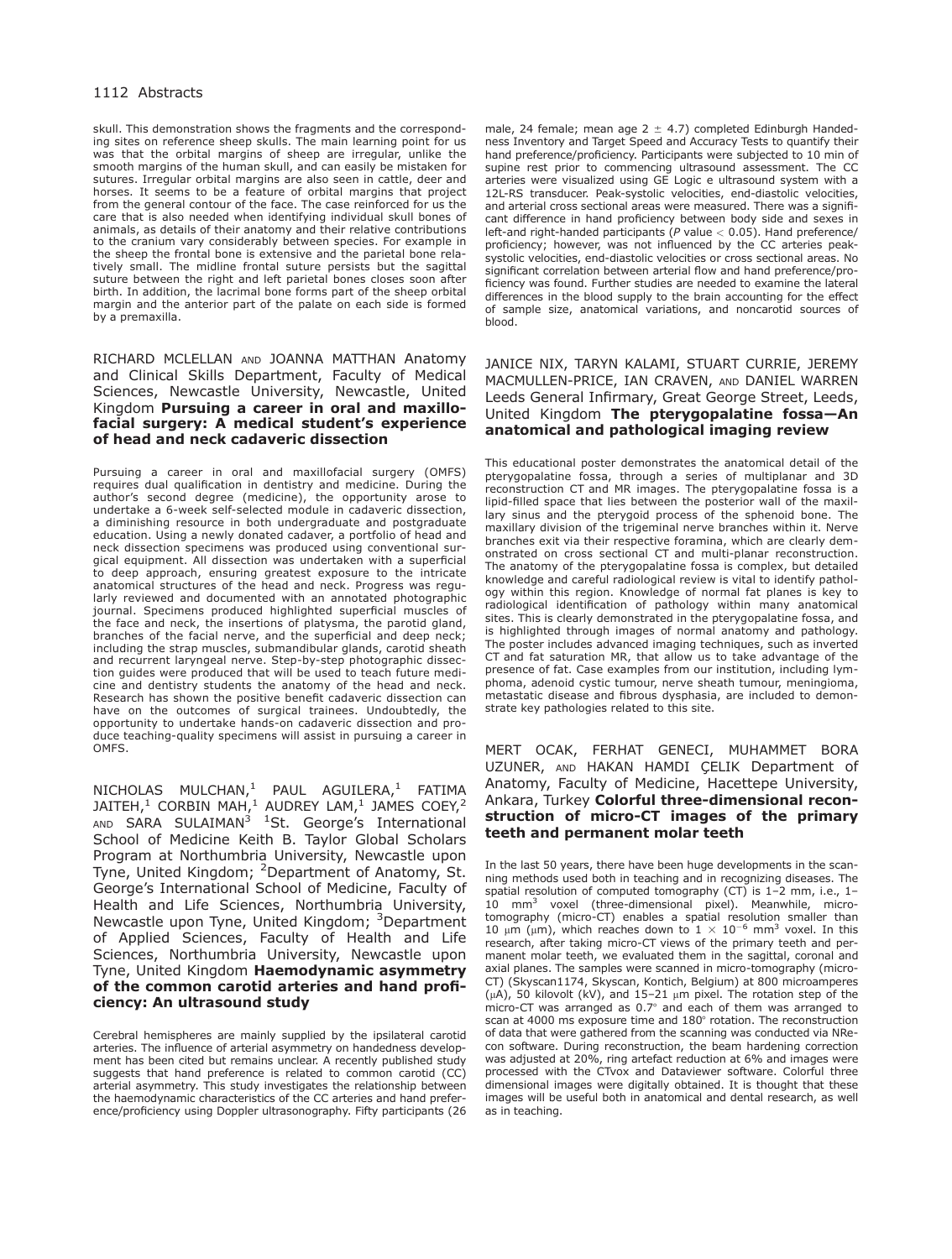skull. This demonstration shows the fragments and the corresponding sites on reference sheep skulls. The main learning point for us was that the orbital margins of sheep are irregular, unlike the smooth margins of the human skull, and can easily be mistaken for sutures. Irregular orbital margins are also seen in cattle, deer and horses. It seems to be a feature of orbital margins that project from the general contour of the face. The case reinforced for us the care that is also needed when identifying individual skull bones of animals, as details of their anatomy and their relative contributions to the cranium vary considerably between species. For example in the sheep the frontal bone is extensive and the parietal bone relatively small. The midline frontal suture persists but the sagittal suture between the right and left parietal bones closes soon after birth. In addition, the lacrimal bone forms part of the sheep orbital margin and the anterior part of the palate on each side is formed by a premaxilla.

RICHARD MCLELLAN AND JOANNA MATTHAN Anatomy and Clinical Skills Department, Faculty of Medical Sciences, Newcastle University, Newcastle, United Kingdom **Pursuing a career in oral and maxillofacial surgery: A medical student's experience of head and neck cadaveric dissection**

Pursuing a career in oral and maxillofacial surgery (OMFS) requires dual qualification in dentistry and medicine. During the author's second degree (medicine), the opportunity arose to undertake a 6-week self-selected module in cadaveric dissection, a diminishing resource in both undergraduate and postgraduate education. Using a newly donated cadaver, a portfolio of head and neck dissection specimens was produced using conventional surgical equipment. All dissection was undertaken with a superficial to deep approach, ensuring greatest exposure to the intricate anatomical structures of the head and neck. Progress was regularly reviewed and documented with an annotated photographic journal. Specimens produced highlighted superficial muscles of the face and neck, the insertions of platysma, the parotid gland, branches of the facial nerve, and the superficial and deep neck; including the strap muscles, submandibular glands, carotid sheath and recurrent laryngeal nerve. Step-by-step photographic dissection guides were produced that will be used to teach future medicine and dentistry students the anatomy of the head and neck. Research has shown the positive benefit cadaveric dissection can have on the outcomes of surgical trainees. Undoubtedly, the opportunity to undertake hands-on cadaveric dissection and produce teaching-quality specimens will assist in pursuing a career in OMFS.

NICHOLAS MULCHAN,[1] PAUL AGUILERA,[1] FATIMA JAITEH,[1] CORBIN MAH,[1] AUDREY LAM,[1] JAMES COEY,[2] AND SARA SULAIMAN[3] [1]St. George's International School of Medicine Keith B. Taylor Global Scholars Program at Northumbria University, Newcastle upon Tyne, United Kingdom; [2]Department of Anatomy, St. George's International School of Medicine, Faculty of Health and Life Sciences, Northumbria University, Newcastle upon Tyne, United Kingdom; [3]Department of Applied Sciences, Faculty of Health and Life Sciences, Northumbria University, Newcastle upon Tyne, United Kingdom **Haemodynamic asymmetry of the common carotid arteries and hand proficiency: An ultrasound study**

Cerebral hemispheres are mainly supplied by the ipsilateral carotid arteries. The influence of arterial asymmetry on handedness development has been cited but remains unclear. A recently published study suggests that hand preference is related to common carotid (CC) arterial asymmetry. This study investigates the relationship between the haemodynamic characteristics of the CC arteries and hand preference/proficiency using Doppler ultrasonography. Fifty participants (26 male, 24 female; mean age 2 $\pm$ 4.7) completed Edinburgh Handedness Inventory and Target Speed and Accuracy Tests to quantify their hand preference/proficiency. Participants were subjected to 10 min of supine rest prior to commencing ultrasound assessment. The CC arteries were visualized using GE Logic e ultrasound system with a 12L-RS transducer. Peak-systolic velocities, end-diastolic velocities, and arterial cross sectional areas were measured. There was a significant difference in hand proficiency between body side and sexes in left-and right-handed participants (*P* value $< 0.05$). Hand preference/proficiency; however, was not influenced by the CC arteries peak-systolic velocities, end-diastolic velocities or cross sectional areas. No significant correlation between arterial flow and hand preference/proficiency was found. Further studies are needed to examine the lateral differences in the blood supply to the brain accounting for the effect of sample size, anatomical variations, and noncarotid sources of blood.

JANICE NIX, TARYN KALAMI, STUART CURRIE, JEREMY MACMULLEN-PRICE, IAN CRAVEN, AND DANIEL WARREN Leeds General Infirmary, Great George Street, Leeds, United Kingdom **The pterygopalatine fossa—An anatomical and pathological imaging review**

This educational poster demonstrates the anatomical detail of the pterygopalatine fossa, through a series of multiplanar and 3D reconstruction CT and MR images. The pterygopalatine fossa is a lipid-filled space that lies between the posterior wall of the maxillary sinus and the pterygoid process of the sphenoid bone. The maxillary division of the trigeminal nerve branches within it. Nerve branches exit via their respective foramina, which are clearly demonstrated on cross sectional CT and multi-planar reconstruction. The anatomy of the pterygopalatine fossa is complex, but detailed knowledge and careful radiological review is vital to identify pathology within this region. Knowledge of normal fat planes is key to radiological identification of pathology within many anatomical sites. This is clearly demonstrated in the pterygopalatine fossa, and is highlighted through images of normal anatomy and pathology. The poster includes advanced imaging techniques, such as inverted CT and fat saturation MR, that allow us to take advantage of the presence of fat. Case examples from our institution, including lymphoma, adenoid cystic tumour, nerve sheath tumour, meningioma, metastatic disease and fibrous dysphasia, are included to demonstrate key pathologies related to this site.

MERT OCAK, FERHAT GENECI, MUHAMMET BORA UZUNER, AND HAKAN HAMDI ÇELIK Department of Anatomy, Faculty of Medicine, Hacettepe University, Ankara, Turkey **Colorful three-dimensional reconstruction of micro-CT images of the primary teeth and permanent molar teeth**

In the last 50 years, there have been huge developments in the scanning methods used both in teaching and in recognizing diseases. The spatial resolution of computed tomography (CT) is 1–2 mm, i.e., 1–10 $mm^3$ voxel (three-dimensional pixel). Meanwhile, microtomography (micro-CT) enables a spatial resolution smaller than 10 μm (μm), which reaches down to $1 \times 10^{-6}$ $mm^3$ voxel. In this research, after taking micro-CT views of the primary teeth and permanent molar teeth, we evaluated them in the sagittal, coronal and axial planes. The samples were scanned in micro-tomography (micro-CT) (Skyscan1174, Skyscan, Kontich, Belgium) at 800 microamperes (μA), 50 kilovolt (kV), and 15–21 μm pixel. The rotation step of the micro-CT was arranged as 0.7° and each of them was arranged to scan at 4000 ms exposure time and 180° rotation. The reconstruction of data that were gathered from the scanning was conducted via NRecon software. During reconstruction, the beam hardening correction was adjusted at 20%, ring artefact reduction at 6% and images were processed with the CTvox and Dataviewer software. Colorful three dimensional images were digitally obtained. It is thought that these images will be useful both in anatomical and dental research, as well as in teaching.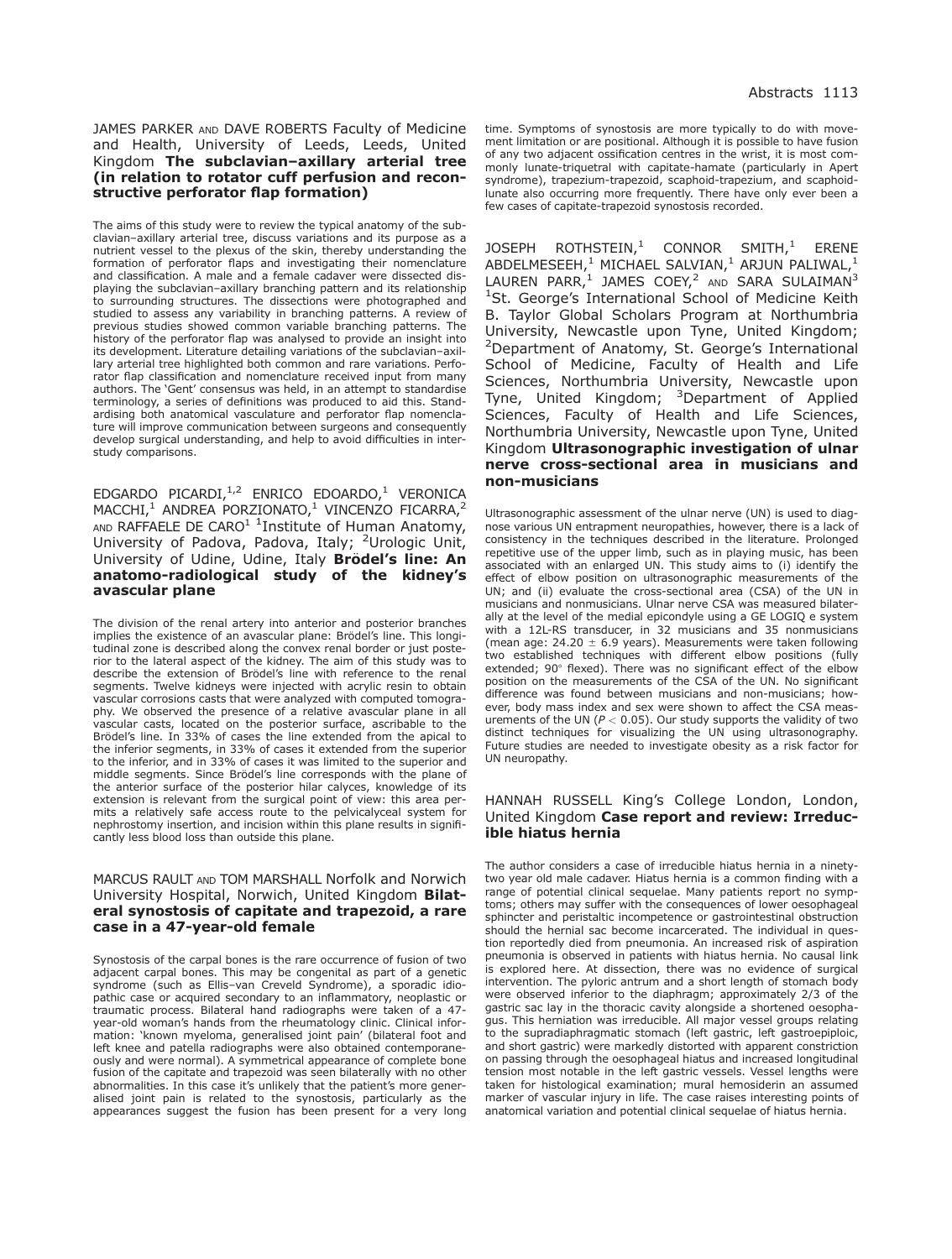JAMES PARKER AND DAVE ROBERTS Faculty of Medicine and Health, University of Leeds, Leeds, United Kingdom **The subclavian–axillary arterial tree (in relation to rotator cuff perfusion and reconstructive perforator flap formation)**

The aims of this study were to review the typical anatomy of the subclavian–axillary arterial tree, discuss variations and its purpose as a nutrient vessel to the plexus of the skin, thereby understanding the formation of perforator flaps and investigating their nomenclature and classification. A male and a female cadaver were dissected displaying the subclavian–axillary branching pattern and its relationship to surrounding structures. The dissections were photographed and studied to assess any variability in branching patterns. A review of previous studies showed common variable branching patterns. The history of the perforator flap was analysed to provide an insight into its development. Literature detailing variations of the subclavian–axillary arterial tree highlighted both common and rare variations. Perforator flap classification and nomenclature received input from many authors. The 'Gent' consensus was held, in an attempt to standardise terminology, a series of definitions was produced to aid this. Standardising both anatomical vasculature and perforator flap nomenclature will improve communication between surgeons and consequently develop surgical understanding, and help to avoid difficulties in inter-study comparisons.

EDGARDO PICARDI,[1,2] ENRICO EDOARDO,[1] VERONICA MACCHI,[1] ANDREA PORZIONATO,[1] VINCENZO FICARRA,[2] AND RAFFAELE DE CARO[1] [1]Institute of Human Anatomy, University of Padova, Padova, Italy; [2]Urologic Unit, University of Udine, Udine, Italy **Brödel's line: An anatomo-radiological study of the kidney's avascular plane**

The division of the renal artery into anterior and posterior branches implies the existence of an avascular plane: Brödel's line. This longitudinal zone is described along the convex renal border or just posterior to the lateral aspect of the kidney. The aim of this study was to describe the extension of Brödel's line with reference to the renal segments. Twelve kidneys were injected with acrylic resin to obtain vascular corrosions casts that were analyzed with computed tomography. We observed the presence of a relative avascular plane in all vascular casts, located on the posterior surface, ascribable to the Brödel's line. In 33% of cases the line extended from the apical to the inferior segments, in 33% of cases it extended from the superior to the inferior, and in 33% of cases it was limited to the superior and middle segments. Since Brödel's line corresponds with the plane of the anterior surface of the posterior hilar calyces, knowledge of its extension is relevant from the surgical point of view: this area permits a relatively safe access route to the pelvicalyceal system for nephrostomy insertion, and incision within this plane results in significantly less blood loss than outside this plane.

MARCUS RAULT AND TOM MARSHALL Norfolk and Norwich University Hospital, Norwich, United Kingdom **Bilateral synostosis of capitate and trapezoid, a rare case in a 47-year-old female**

Synostosis of the carpal bones is the rare occurrence of fusion of two adjacent carpal bones. This may be congenital as part of a genetic syndrome (such as Ellis–van Creveld Syndrome), a sporadic idiopathic case or acquired secondary to an inflammatory, neoplastic or traumatic process. Bilateral hand radiographs were taken of a 47-year-old woman's hands from the rheumatology clinic. Clinical information: 'known myeloma, generalised joint pain' (bilateral foot and left knee and patella radiographs were also obtained contemporaneously and were normal). A symmetrical appearance of complete bone fusion of the capitate and trapezoid was seen bilaterally with no other abnormalities. In this case it's unlikely that the patient's more generalised joint pain is related to the synostosis, particularly as the appearances suggest the fusion has been present for a very long time. Symptoms of synostosis are more typically to do with movement limitation or are positional. Although it is possible to have fusion of any two adjacent ossification centres in the wrist, it is most commonly lunate-triquetral with capitate-hamate (particularly in Apert syndrome), trapezium-trapezoid, scaphoid-trapezium, and scaphoid-lunate also occurring more frequently. There have only ever been a few cases of capitate-trapezoid synostosis recorded.

JOSEPH ROTHSTEIN,[1] CONNOR SMITH,[1] ERENE ABDELMESEEH,[1] MICHAEL SALVIAN,[1] ARJUN PALIWAL,[1] LAUREN PARR,[1] JAMES COEY,[2] AND SARA SULAIMAN[3] [1]St. George's International School of Medicine Keith B. Taylor Global Scholars Program at Northumbria University, Newcastle upon Tyne, United Kingdom; [2]Department of Anatomy, St. George's International School of Medicine, Faculty of Health and Life Sciences, Northumbria University, Newcastle upon Tyne, United Kingdom; [3]Department of Applied Sciences, Faculty of Health and Life Sciences, Northumbria University, Newcastle upon Tyne, United Kingdom **Ultrasonographic investigation of ulnar nerve cross-sectional area in musicians and non-musicians**

Ultrasonographic assessment of the ulnar nerve (UN) is used to diagnose various UN entrapment neuropathies, however, there is a lack of consistency in the techniques described in the literature. Prolonged repetitive use of the upper limb, such as in playing music, has been associated with an enlarged UN. This study aims to (i) identify the effect of elbow position on ultrasonographic measurements of the UN; and (ii) evaluate the cross-sectional area (CSA) of the UN in musicians and nonmusicians. Ulnar nerve CSA was measured bilaterally at the level of the medial epicondyle using a GE LOGIQ e system with a 12L-RS transducer, in 32 musicians and 35 nonmusicians (mean age: $24.20 \pm 6.9$ years). Measurements were taken following two established techniques with different elbow positions (fully extended; 90° flexed). There was no significant effect of the elbow position on the measurements of the CSA of the UN. No significant difference was found between musicians and non-musicians; however, body mass index and sex were shown to affect the CSA measurements of the UN ($P < 0.05$). Our study supports the validity of two distinct techniques for visualizing the UN using ultrasonography. Future studies are needed to investigate obesity as a risk factor for UN neuropathy.

HANNAH RUSSELL King's College London, London, United Kingdom **Case report and review: Irreducible hiatus hernia**

The author considers a case of irreducible hiatus hernia in a ninety-two year old male cadaver. Hiatus hernia is a common finding with a range of potential clinical sequelae. Many patients report no symptoms; others may suffer with the consequences of lower oesophageal sphincter and peristaltic incompetence or gastrointestinal obstruction should the hernial sac become incarcerated. The individual in question reportedly died from pneumonia. An increased risk of aspiration pneumonia is observed in patients with hiatus hernia. No causal link is explored here. At dissection, there was no evidence of surgical intervention. The pyloric antrum and a short length of stomach body were observed inferior to the diaphragm; approximately 2/3 of the gastric sac lay in the thoracic cavity alongside a shortened oesophagus. This herniation was irreducible. All major vessel groups relating to the supradiaphragmatic stomach (left gastric, left gastroepiploic, and short gastric) were markedly distorted with apparent constriction on passing through the oesophageal hiatus and increased longitudinal tension most notable in the left gastric vessels. Vessel lengths were taken for histological examination; mural hemosiderin an assumed marker of vascular injury in life. The case raises interesting points of anatomical variation and potential clinical sequelae of hiatus hernia.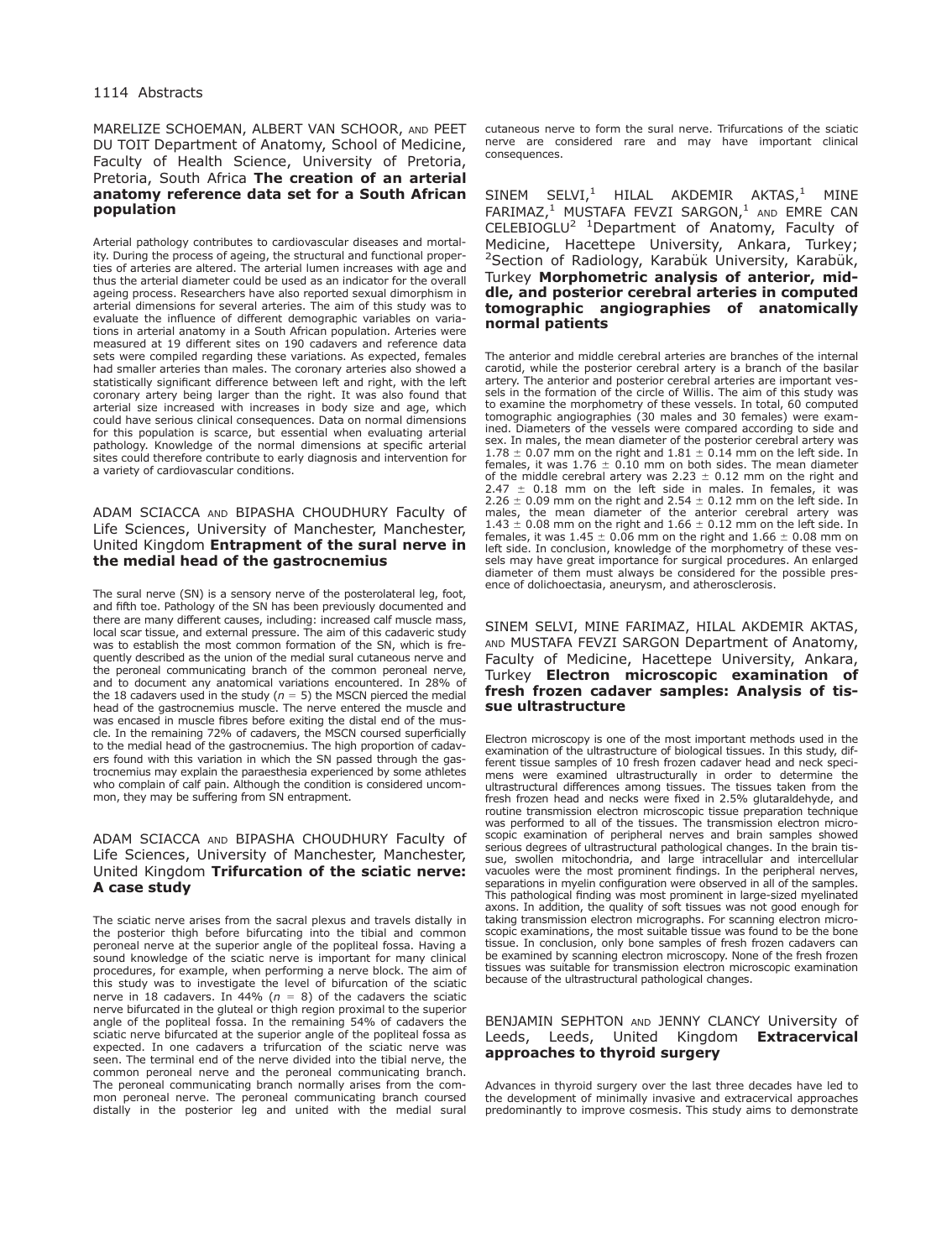MARELIZE SCHOEMAN, ALBERT VAN SCHOOR, AND PEET DU TOIT Department of Anatomy, School of Medicine, Faculty of Health Science, University of Pretoria, Pretoria, South Africa **The creation of an arterial anatomy reference data set for a South African population**

Arterial pathology contributes to cardiovascular diseases and mortality. During the process of ageing, the structural and functional properties of arteries are altered. The arterial lumen increases with age and thus the arterial diameter could be used as an indicator for the overall ageing process. Researchers have also reported sexual dimorphism in arterial dimensions for several arteries. The aim of this study was to evaluate the influence of different demographic variables on variations in arterial anatomy in a South African population. Arteries were measured at 19 different sites on 190 cadavers and reference data sets were compiled regarding these variations. As expected, females had smaller arteries than males. The coronary arteries also showed a statistically significant difference between left and right, with the left coronary artery being larger than the right. It was also found that arterial size increased with increases in body size and age, which could have serious clinical consequences. Data on normal dimensions for this population is scarce, but essential when evaluating arterial pathology. Knowledge of the normal dimensions at specific arterial sites could therefore contribute to early diagnosis and intervention for a variety of cardiovascular conditions.

ADAM SCIACCA AND BIPASHA CHOUDHURY Faculty of Life Sciences, University of Manchester, Manchester, United Kingdom **Entrapment of the sural nerve in the medial head of the gastrocnemius**

The sural nerve (SN) is a sensory nerve of the posterolateral leg, foot, and fifth toe. Pathology of the SN has been previously documented and there are many different causes, including: increased calf muscle mass, local scar tissue, and external pressure. The aim of this cadaveric study was to establish the most common formation of the SN, which is frequently described as the union of the medial sural cutaneous nerve and the peroneal communicating branch of the common peroneal nerve, and to document any anatomical variations encountered. In 28% of the 18 cadavers used in the study ($n = 5$) the MSCN pierced the medial head of the gastrocnemius muscle. The nerve entered the muscle and was encased in muscle fibres before exiting the distal end of the muscle. In the remaining 72% of cadavers, the MSCN coursed superficially to the medial head of the gastrocnemius. The high proportion of cadavers found with this variation in which the SN passed through the gastrocnemius may explain the paraesthesia experienced by some athletes who complain of calf pain. Although the condition is considered uncommon, they may be suffering from SN entrapment.

ADAM SCIACCA AND BIPASHA CHOUDHURY Faculty of Life Sciences, University of Manchester, Manchester, United Kingdom **Trifurcation of the sciatic nerve: A case study**

The sciatic nerve arises from the sacral plexus and travels distally in the posterior thigh before bifurcating into the tibial and common peroneal nerve at the superior angle of the popliteal fossa. Having a sound knowledge of the sciatic nerve is important for many clinical procedures, for example, when performing a nerve block. The aim of this study was to investigate the level of bifurcation of the sciatic nerve in 18 cadavers. In 44% ($n = 8$) of the cadavers the sciatic nerve bifurcated in the gluteal or thigh region proximal to the superior angle of the popliteal fossa. In the remaining 54% of cadavers the sciatic nerve bifurcated at the superior angle of the popliteal fossa as expected. In one cadavers a trifurcation of the sciatic nerve was seen. The terminal end of the nerve divided into the tibial nerve, the common peroneal nerve and the peroneal communicating branch. The peroneal communicating branch normally arises from the common peroneal nerve. The peroneal communicating branch coursed distally in the posterior leg and united with the medial sural cutaneous nerve to form the sural nerve. Trifurcations of the sciatic nerve are considered rare and may have important clinical consequences.

SINEM SELVI,[1] HILAL AKDEMIR AKTAS,[1] MINE FARIMAZ,[1] MUSTAFA FEVZI SARGON,[1] AND EMRE CAN CELEBIOGLU[2] [1]Department of Anatomy, Faculty of Medicine, Hacettepe University, Ankara, Turkey; [2]Section of Radiology, Karabük University, Karabük, Turkey **Morphometric analysis of anterior, middle, and posterior cerebral arteries in computed tomographic angiographies of anatomically normal patients**

The anterior and middle cerebral arteries are branches of the internal carotid, while the posterior cerebral artery is a branch of the basilar artery. The anterior and posterior cerebral arteries are important vessels in the formation of the circle of Willis. The aim of this study was to examine the morphometry of these vessels. In total, 60 computed tomographic angiographies (30 males and 30 females) were examined. Diameters of the vessels were compared according to side and sex. In males, the mean diameter of the posterior cerebral artery was $1.78 \pm 0.07$ mm on the right and $1.81 \pm 0.14$ mm on the left side. In females, it was $1.76 \pm 0.10$ mm on both sides. The mean diameter of the middle cerebral artery was $2.23 \pm 0.12$ mm on the right and $2.47 \pm 0.18$ mm on the left side in males. In females, it was $2.26 \pm 0.09$ mm on the right and $2.54 \pm 0.12$ mm on the left side. In males, the mean diameter of the anterior cerebral artery was $1.43 \pm 0.08$ mm on the right and $1.66 \pm 0.12$ mm on the left side. In females, it was $1.45 \pm 0.06$ mm on the right and $1.66 \pm 0.08$ mm on left side. In conclusion, knowledge of the morphometry of these vessels may have great importance for surgical procedures. An enlarged diameter of them must always be considered for the possible presence of dolichoectasia, aneurysm, and atherosclerosis.

SINEM SELVI, MINE FARIMAZ, HILAL AKDEMIR AKTAS, AND MUSTAFA FEVZI SARGON Department of Anatomy, Faculty of Medicine, Hacettepe University, Ankara, Turkey **Electron microscopic examination of fresh frozen cadaver samples: Analysis of tissue ultrastructure**

Electron microscopy is one of the most important methods used in the examination of the ultrastructure of biological tissues. In this study, different tissue samples of 10 fresh frozen cadaver head and neck specimens were examined ultrastructurally in order to determine the ultrastructural differences among tissues. The tissues taken from the fresh frozen head and necks were fixed in 2.5% glutaraldehyde, and routine transmission electron microscopic tissue preparation technique was performed to all of the tissues. The transmission electron microscopic examination of peripheral nerves and brain samples showed serious degrees of ultrastructural pathological changes. In the brain tissue, swollen mitochondria, and large intracellular and intercellular vacuoles were the most prominent findings. In the peripheral nerves, separations in myelin configuration were observed in all of the samples. This pathological finding was most prominent in large-sized myelinated axons. In addition, the quality of soft tissues was not good enough for taking transmission electron micrographs. For scanning electron microscopic examinations, the most suitable tissue was found to be the bone tissue. In conclusion, only bone samples of fresh frozen cadavers can be examined by scanning electron microscopy. None of the fresh frozen tissues was suitable for transmission electron microscopic examination because of the ultrastructural pathological changes.

BENJAMIN SEPHTON AND JENNY CLANCY University of Leeds, Leeds, United Kingdom **Extracervical approaches to thyroid surgery**

Advances in thyroid surgery over the last three decades have led to the development of minimally invasive and extracervical approaches predominantly to improve cosmesis. This study aims to demonstrate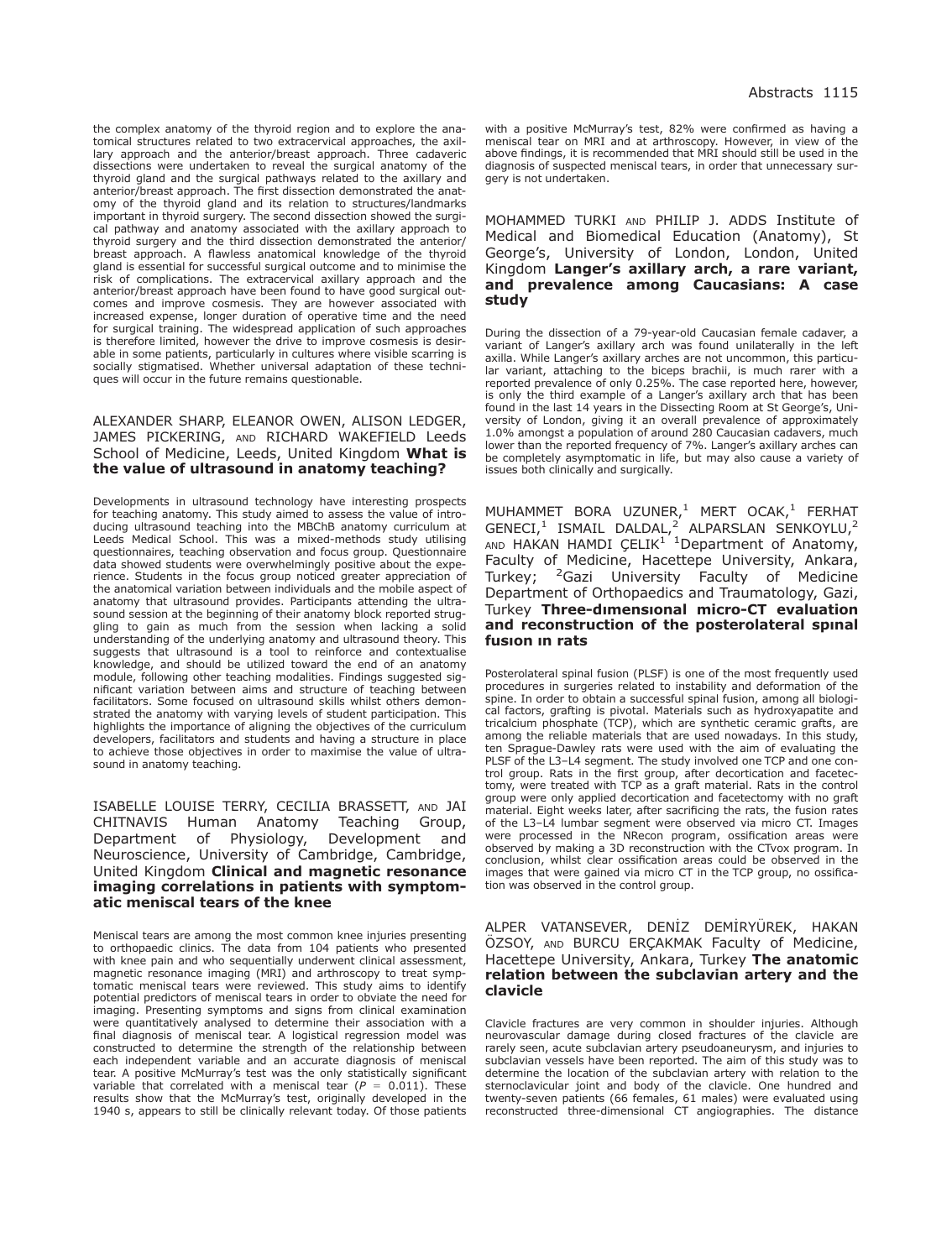the complex anatomy of the thyroid region and to explore the anatomical structures related to two extracervical approaches, the axillary approach and the anterior/breast approach. Three cadaveric dissections were undertaken to reveal the surgical anatomy of the thyroid gland and the surgical pathways related to the axillary and anterior/breast approach. The first dissection demonstrated the anatomy of the thyroid gland and its relation to structures/landmarks important in thyroid surgery. The second dissection showed the surgical pathway and anatomy associated with the axillary approach to thyroid surgery and the third dissection demonstrated the anterior/breast approach. A flawless anatomical knowledge of the thyroid gland is essential for successful surgical outcome and to minimise the risk of complications. The extracervical axillary approach and the anterior/breast approach have been found to have good surgical outcomes and improve cosmesis. They are however associated with increased expense, longer duration of operative time and the need for surgical training. The widespread application of such approaches is therefore limited, however the drive to improve cosmesis is desirable in some patients, particularly in cultures where visible scarring is socially stigmatised. Whether universal adaptation of these techniques will occur in the future remains questionable.

ALEXANDER SHARP, ELEANOR OWEN, ALISON LEDGER, JAMES PICKERING, AND RICHARD WAKEFIELD Leeds School of Medicine, Leeds, United Kingdom **What is the value of ultrasound in anatomy teaching?**

Developments in ultrasound technology have interesting prospects for teaching anatomy. This study aimed to assess the value of introducing ultrasound teaching into the MBChB anatomy curriculum at Leeds Medical School. This was a mixed-methods study utilising questionnaires, teaching observation and focus group. Questionnaire data showed students were overwhelmingly positive about the experience. Students in the focus group noticed greater appreciation of the anatomical variation between individuals and the mobile aspect of anatomy that ultrasound provides. Participants attending the ultrasound session at the beginning of their anatomy block reported struggling to gain as much from the session when lacking a solid understanding of the underlying anatomy and ultrasound theory. This suggests that ultrasound is a tool to reinforce and contextualise knowledge, and should be utilized toward the end of an anatomy module, following other teaching modalities. Findings suggested significant variation between aims and structure of teaching between facilitators. Some focused on ultrasound skills whilst others demonstrated the anatomy with varying levels of student participation. This highlights the importance of aligning the objectives of the curriculum developers, facilitators and students and having a structure in place to achieve those objectives in order to maximise the value of ultrasound in anatomy teaching.

ISABELLE LOUISE TERRY, CECILIA BRASSETT, AND JAI CHITNAVIS Human Anatomy Teaching Group, Department of Physiology, Development and Neuroscience, University of Cambridge, Cambridge, United Kingdom **Clinical and magnetic resonance imaging correlations in patients with symptomatic meniscal tears of the knee**

Meniscal tears are among the most common knee injuries presenting to orthopaedic clinics. The data from 104 patients who presented with knee pain and who sequentially underwent clinical assessment, magnetic resonance imaging (MRI) and arthroscopy to treat symptomatic meniscal tears were reviewed. This study aims to identify potential predictors of meniscal tears in order to obviate the need for imaging. Presenting symptoms and signs from clinical examination were quantitatively analysed to determine their association with a final diagnosis of meniscal tear. A logistical regression model was constructed to determine the strength of the relationship between each independent variable and an accurate diagnosis of meniscal tear. A positive McMurray's test was the only statistically significant variable that correlated with a meniscal tear ($P = 0.011$). These results show that the McMurray's test, originally developed in the 1940 s, appears to still be clinically relevant today. Of those patients with a positive McMurray's test, 82% were confirmed as having a meniscal tear on MRI and at arthroscopy. However, in view of the above findings, it is recommended that MRI should still be used in the diagnosis of suspected meniscal tears, in order that unnecessary surgery is not undertaken.

MOHAMMED TURKI AND PHILIP J. ADDS Institute of Medical and Biomedical Education (Anatomy), St George's, University of London, London, United Kingdom **Langer's axillary arch, a rare variant, and prevalence among Caucasians: A case study**

During the dissection of a 79-year-old Caucasian female cadaver, a variant of Langer's axillary arch was found unilaterally in the left axilla. While Langer's axillary arches are not uncommon, this particular variant, attaching to the biceps brachii, is much rarer with a reported prevalence of only 0.25%. The case reported here, however, is only the third example of a Langer's axillary arch that has been found in the last 14 years in the Dissecting Room at St George's, University of London, giving it an overall prevalence of approximately 1.0% amongst a population of around 280 Caucasian cadavers, much lower than the reported frequency of 7%. Langer's axillary arches can be completely asymptomatic in life, but may also cause a variety of issues both clinically and surgically.

MUHAMMET BORA UZUNER,[1] MERT OCAK,[1] FERHAT GENECI,[1] ISMAIL DALDAL,[2] ALPARSLAN SENKOYLU,[2] AND HAKAN HAMDI ÇELIK[1] [1]Department of Anatomy, Faculty of Medicine, Hacettepe University, Ankara, Turkey; [2]Gazi University Faculty of Medicine Department of Orthopaedics and Traumatology, Gazi, Turkey **Three-dımensıonal micro-CT evaluation and reconstruction of the posterolateral spınal fusıon ın rats**

Posterolateral spinal fusion (PLSF) is one of the most frequently used procedures in surgeries related to instability and deformation of the spine. In order to obtain a successful spinal fusion, among all biological factors, grafting is pivotal. Materials such as hydroxyapatite and tricalcium phosphate (TCP), which are synthetic ceramic grafts, are among the reliable materials that are used nowadays. In this study, ten Sprague-Dawley rats were used with the aim of evaluating the PLSF of the L3–L4 segment. The study involved one TCP and one control group. Rats in the first group, after decortication and facetectomy, were treated with TCP as a graft material. Rats in the control group were only applied decortication and facetectomy with no graft material. Eight weeks later, after sacrificing the rats, the fusion rates of the L3–L4 lumbar segment were observed via micro CT. Images were processed in the NRecon program, ossification areas were observed by making a 3D reconstruction with the CTvox program. In conclusion, whilst clear ossification areas could be observed in the images that were gained via micro CT in the TCP group, no ossification was observed in the control group.

ALPER VATANSEVER, DENİZ DEMİRYÜREK, HAKAN ÖZSOY, AND BURCU ERÇAKMAK Faculty of Medicine, Hacettepe University, Ankara, Turkey **The anatomic relation between the subclavian artery and the clavicle**

Clavicle fractures are very common in shoulder injuries. Although neurovascular damage during closed fractures of the clavicle are rarely seen, acute subclavian artery pseudoaneurysm, and injuries to subclavian vessels have been reported. The aim of this study was to determine the location of the subclavian artery with relation to the sternoclavicular joint and body of the clavicle. One hundred and twenty-seven patients (66 females, 61 males) were evaluated using reconstructed three-dimensional CT angiographies. The distance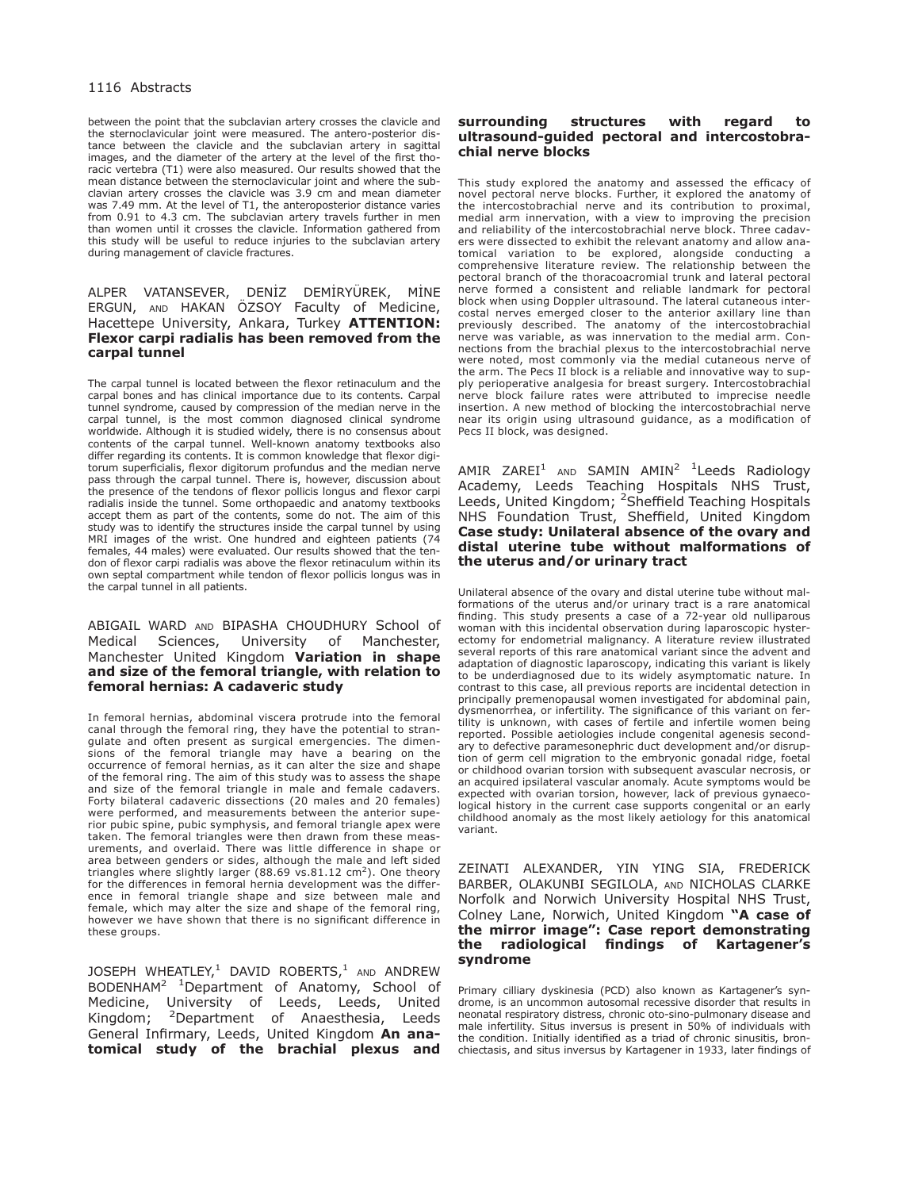between the point that the subclavian artery crosses the clavicle and the sternoclavicular joint were measured. The antero-posterior distance between the clavicle and the subclavian artery in sagittal images, and the diameter of the artery at the level of the first thoracic vertebra (T1) were also measured. Our results showed that the mean distance between the sternoclavicular joint and where the subclavian artery crosses the clavicle was 3.9 cm and mean diameter was 7.49 mm. At the level of T1, the anteroposterior distance varies from 0.91 to 4.3 cm. The subclavian artery travels further in men than women until it crosses the clavicle. Information gathered from this study will be useful to reduce injuries to the subclavian artery during management of clavicle fractures.

ALPER VATANSEVER, DENİZ DEMİRYÜREK, MİNE ERGUN, AND HAKAN ÖZSOY Faculty of Medicine, Hacettepe University, Ankara, Turkey **ATTENTION: Flexor carpi radialis has been removed from the carpal tunnel**

The carpal tunnel is located between the flexor retinaculum and the carpal bones and has clinical importance due to its contents. Carpal tunnel syndrome, caused by compression of the median nerve in the carpal tunnel, is the most common diagnosed clinical syndrome worldwide. Although it is studied widely, there is no consensus about contents of the carpal tunnel. Well-known anatomy textbooks also differ regarding its contents. It is common knowledge that flexor digitorum superficialis, flexor digitorum profundus and the median nerve pass through the carpal tunnel. There is, however, discussion about the presence of the tendons of flexor pollicis longus and flexor carpi radialis inside the tunnel. Some orthopaedic and anatomy textbooks accept them as part of the contents, some do not. The aim of this study was to identify the structures inside the carpal tunnel by using MRI images of the wrist. One hundred and eighteen patients (74 females, 44 males) were evaluated. Our results showed that the tendon of flexor carpi radialis was above the flexor retinaculum within its own septal compartment while tendon of flexor pollicis longus was in the carpal tunnel in all patients.

ABIGAIL WARD AND BIPASHA CHOUDHURY School of Medical Sciences, University of Manchester, Manchester United Kingdom **Variation in shape and size of the femoral triangle, with relation to femoral hernias: A cadaveric study**

In femoral hernias, abdominal viscera protrude into the femoral canal through the femoral ring, they have the potential to strangulate and often present as surgical emergencies. The dimensions of the femoral triangle may have a bearing on the occurrence of femoral hernias, as it can alter the size and shape of the femoral ring. The aim of this study was to assess the shape and size of the femoral triangle in male and female cadavers. Forty bilateral cadaveric dissections (20 males and 20 females) were performed, and measurements between the anterior superior pubic spine, pubic symphysis, and femoral triangle apex were taken. The femoral triangles were then drawn from these measurements, and overlaid. There was little difference in shape or area between genders or sides, although the male and left sided triangles where slightly larger (88.69 vs.81.12 cm$^2$). One theory for the differences in femoral hernia development was the difference in femoral triangle shape and size between male and female, which may alter the size and shape of the femoral ring, however we have shown that there is no significant difference in these groups.

JOSEPH WHEATLEY,[1] DAVID ROBERTS,[1] AND ANDREW BODENHAM[2] [1]Department of Anatomy, School of Medicine, University of Leeds, Leeds, United Kingdom; [2]Department of Anaesthesia, Leeds General Infirmary, Leeds, United Kingdom **An anatomical study of the brachial plexus and surrounding structures with regard to ultrasound-guided pectoral and intercostobrachial nerve blocks**

This study explored the anatomy and assessed the efficacy of novel pectoral nerve blocks. Further, it explored the anatomy of the intercostobrachial nerve and its contribution to proximal, medial arm innervation, with a view to improving the precision and reliability of the intercostobrachial nerve block. Three cadavers were dissected to exhibit the relevant anatomy and allow anatomical variation to be explored, alongside conducting a comprehensive literature review. The relationship between the pectoral branch of the thoracoacromial trunk and lateral pectoral nerve formed a consistent and reliable landmark for pectoral block when using Doppler ultrasound. The lateral cutaneous intercostal nerves emerged closer to the anterior axillary line than previously described. The anatomy of the intercostobrachial nerve was variable, as was innervation to the medial arm. Connections from the brachial plexus to the intercostobrachial nerve were noted, most commonly via the medial cutaneous nerve of the arm. The Pecs II block is a reliable and innovative way to supply perioperative analgesia for breast surgery. Intercostobrachial nerve block failure rates were attributed to imprecise needle insertion. A new method of blocking the intercostobrachial nerve near its origin using ultrasound guidance, as a modification of Pecs II block, was designed.

AMIR ZAREI[1] AND SAMIN AMIN[2] [1]Leeds Radiology Academy, Leeds Teaching Hospitals NHS Trust, Leeds, United Kingdom; [2]Sheffield Teaching Hospitals NHS Foundation Trust, Sheffield, United Kingdom **Case study: Unilateral absence of the ovary and distal uterine tube without malformations of the uterus and/or urinary tract**

Unilateral absence of the ovary and distal uterine tube without malformations of the uterus and/or urinary tract is a rare anatomical finding. This study presents a case of a 72-year old nulliparous woman with this incidental observation during laparoscopic hysterectomy for endometrial malignancy. A literature review illustrated several reports of this rare anatomical variant since the advent and adaptation of diagnostic laparoscopy, indicating this variant is likely to be underdiagnosed due to its widely asymptomatic nature. In contrast to this case, all previous reports are incidental detection in principally premenopausal women investigated for abdominal pain, dysmenorrhea, or infertility. The significance of this variant on fertility is unknown, with cases of fertile and infertile women being reported. Possible aetiologies include congenital agenesis secondary to defective paramesonephric duct development and/or disruption of germ cell migration to the embryonic gonadal ridge, foetal or childhood ovarian torsion with subsequent avascular necrosis, or an acquired ipsilateral vascular anomaly. Acute symptoms would be expected with ovarian torsion, however, lack of previous gynaecological history in the current case supports congenital or an early childhood anomaly as the most likely aetiology for this anatomical variant.

ZEINATI ALEXANDER, YIN YING SIA, FREDERICK BARBER, OLAKUNBI SEGILOLA, AND NICHOLAS CLARKE Norfolk and Norwich University Hospital NHS Trust, Colney Lane, Norwich, United Kingdom **"A case of the mirror image": Case report demonstrating the radiological findings of Kartagener's syndrome**

Primary cilliary dyskinesia (PCD) also known as Kartagener's syndrome, is an uncommon autosomal recessive disorder that results in neonatal respiratory distress, chronic oto-sino-pulmonary disease and male infertility. Situs inversus is present in 50% of individuals with the condition. Initially identified as a triad of chronic sinusitis, bronchiectasis, and situs inversus by Kartagener in 1933, later findings of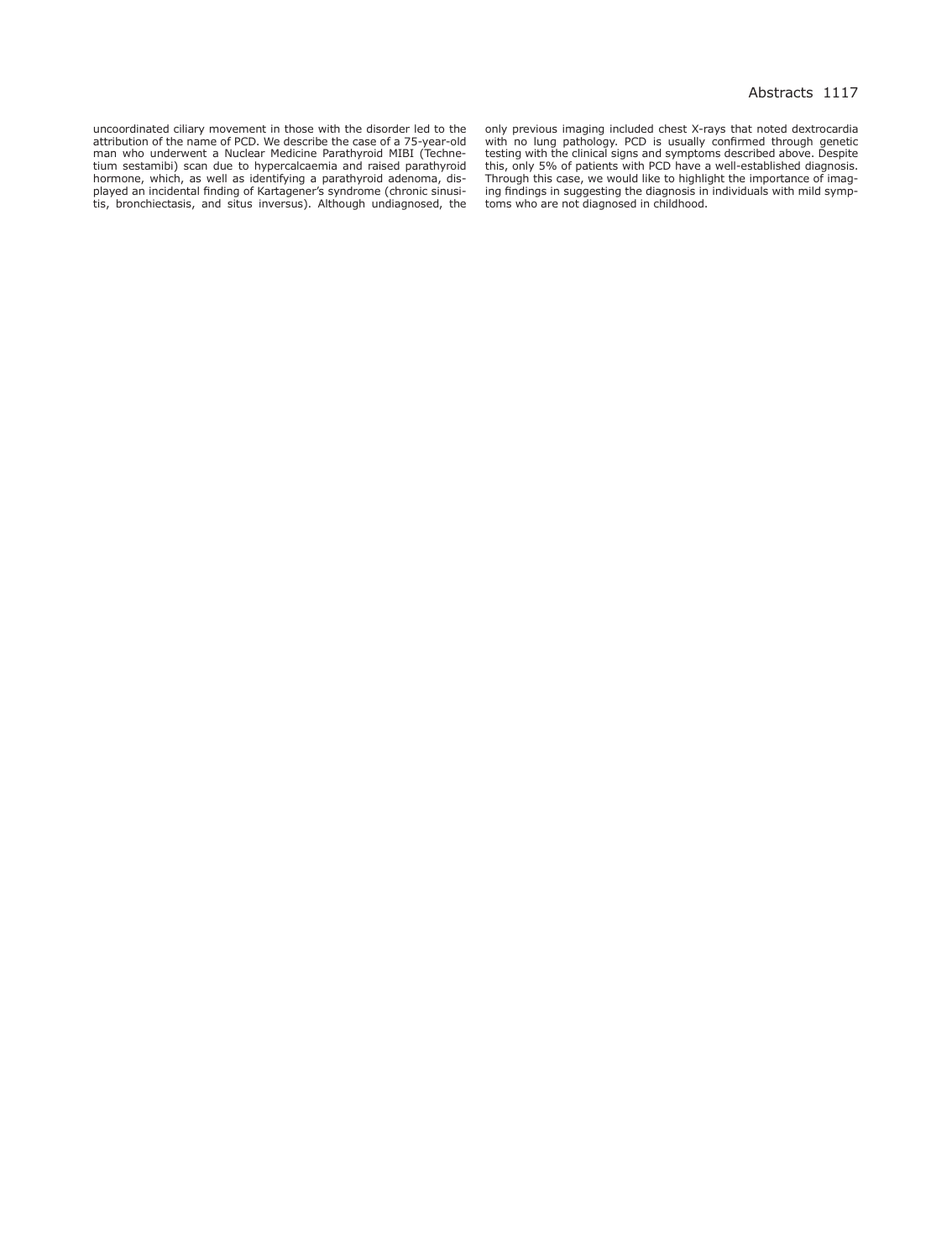uncoordinated ciliary movement in those with the disorder led to the attribution of the name of PCD. We describe the case of a 75-year-old man who underwent a Nuclear Medicine Parathyroid MIBI (Technetium sestamibi) scan due to hypercalcaemia and raised parathyroid hormone, which, as well as identifying a parathyroid adenoma, displayed an incidental finding of Kartagener's syndrome (chronic sinusitis, bronchiectasis, and situs inversus). Although undiagnosed, the only previous imaging included chest X-rays that noted dextrocardia with no lung pathology. PCD is usually confirmed through genetic testing with the clinical signs and symptoms described above. Despite this, only 5% of patients with PCD have a well-established diagnosis. Through this case, we would like to highlight the importance of imaging findings in suggesting the diagnosis in individuals with mild symptoms who are not diagnosed in childhood.